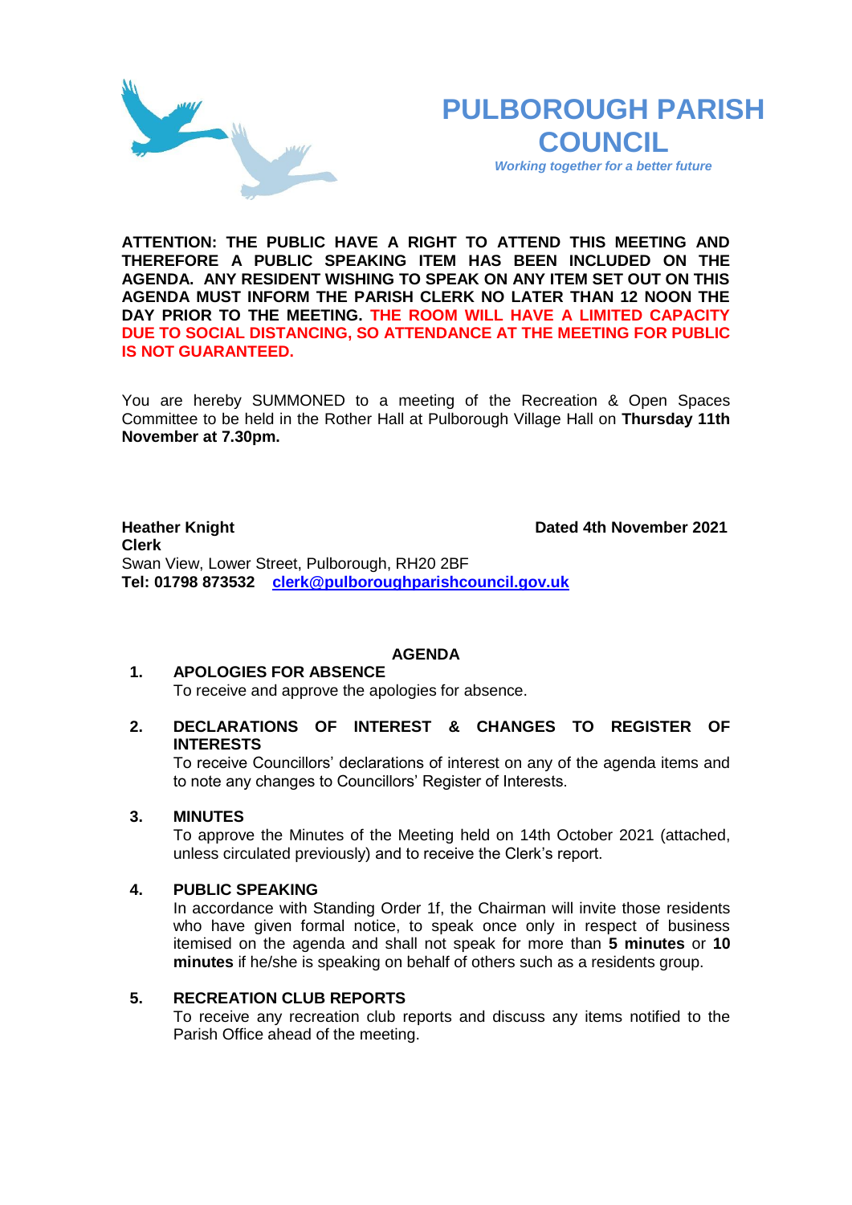# PULBOROUGH PARISH COUNCIL

*Working together for a better future*

**ATTENTION: THE PUBLIC HAVE A RIGHT TO ATTEND THIS MEETING AND THEREFORE A PUBLIC SPEAKING ITEM HAS BEEN INCLUDED ON THE AGENDA. ANY RESIDENT WISHING TO SPEAK ON ANY ITEM SET OUT ON THIS AGENDA MUST INFORM THE PARISH CLERK NO LATER THAN 12 NOON THE DAY PRIOR TO THE MEETING. THE ROOM WILL HAVE A LIMITED CAPACITY DUE TO SOCIAL DISTANCING, SO ATTENDANCE AT THE MEETING FOR PUBLIC IS NOT GUARANTEED.**

You are hereby SUMMONED to a meeting of the Recreation & Open Spaces Committee to be held in the Rother Hall at Pulborough Village Hall on **Thursday 11th November at 7.30pm.**

**Heather Knight** **Dated 4th November 2021**
**Clerk**
Swan View, Lower Street, Pulborough, RH20 2BF
**Tel: 01798 873532** clerk@pulboroughparishcouncil.gov.uk

## AGENDA

1. **APOLOGIES FOR ABSENCE**
   To receive and approve the apologies for absence.

2. **DECLARATIONS OF INTEREST & CHANGES TO REGISTER OF INTERESTS**
   To receive Councillors' declarations of interest on any of the agenda items and to note any changes to Councillors' Register of Interests.

3. **MINUTES**
   To approve the Minutes of the Meeting held on 14th October 2021 (attached, unless circulated previously) and to receive the Clerk's report.

4. **PUBLIC SPEAKING**
   In accordance with Standing Order 1f, the Chairman will invite those residents who have given formal notice, to speak once only in respect of business itemised on the agenda and shall not speak for more than **5 minutes** or **10 minutes** if he/she is speaking on behalf of others such as a residents group.

5. **RECREATION CLUB REPORTS**
   To receive any recreation club reports and discuss any items notified to the Parish Office ahead of the meeting.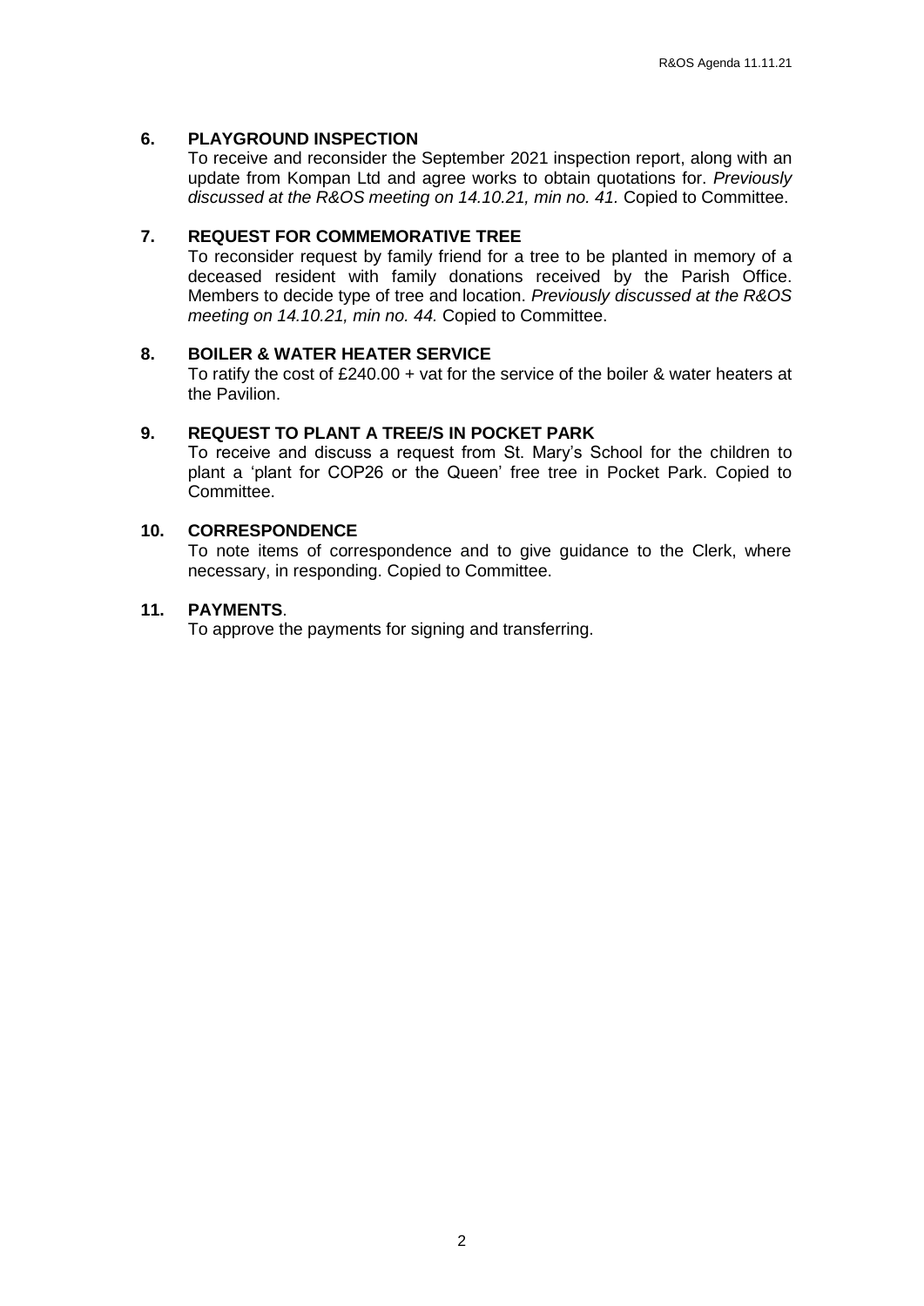## 6. PLAYGROUND INSPECTION

To receive and reconsider the September 2021 inspection report, along with an update from Kompan Ltd and agree works to obtain quotations for. *Previously discussed at the R&OS meeting on 14.10.21, min no. 41.* Copied to Committee.

## 7. REQUEST FOR COMMEMORATIVE TREE

To reconsider request by family friend for a tree to be planted in memory of a deceased resident with family donations received by the Parish Office. Members to decide type of tree and location. *Previously discussed at the R&OS meeting on 14.10.21, min no. 44.* Copied to Committee.

## 8. BOILER & WATER HEATER SERVICE

To ratify the cost of £240.00 + vat for the service of the boiler & water heaters at the Pavilion.

## 9. REQUEST TO PLANT A TREE/S IN POCKET PARK

To receive and discuss a request from St. Mary's School for the children to plant a 'plant for COP26 or the Queen' free tree in Pocket Park. Copied to Committee.

## 10. CORRESPONDENCE

To note items of correspondence and to give guidance to the Clerk, where necessary, in responding. Copied to Committee.

## 11. PAYMENTS.

To approve the payments for signing and transferring.